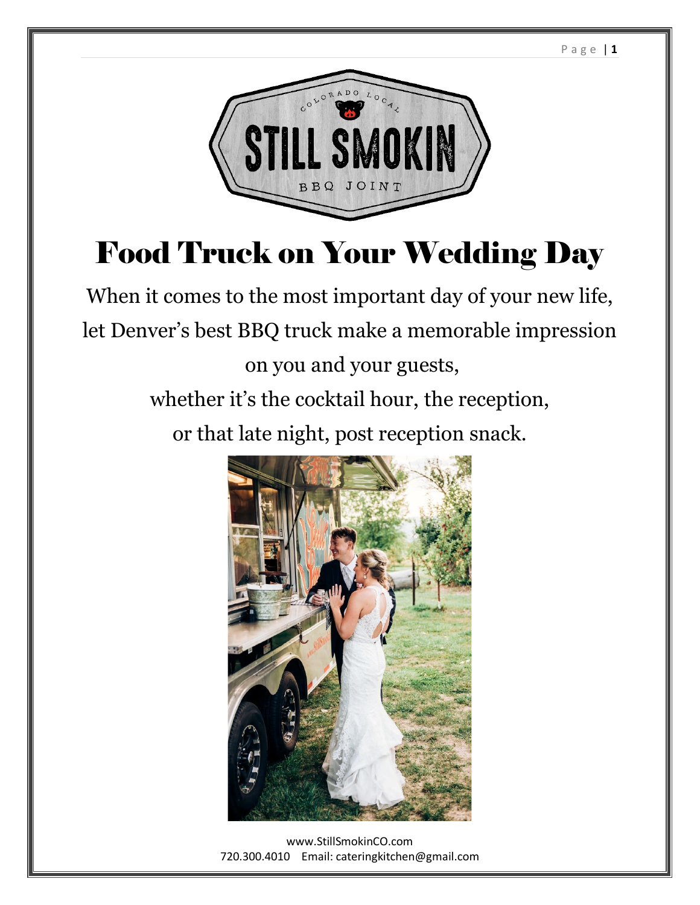# Food Truck on Your Wedding Day

When it comes to the most important day of your new life, let Denver's best BBQ truck make a memorable impression on you and your guests, whether it's the cocktail hour, the reception, or that late night, post reception snack.

www.StillSmokinCO.com
720.300.4010 Email: cateringkitchen@gmail.com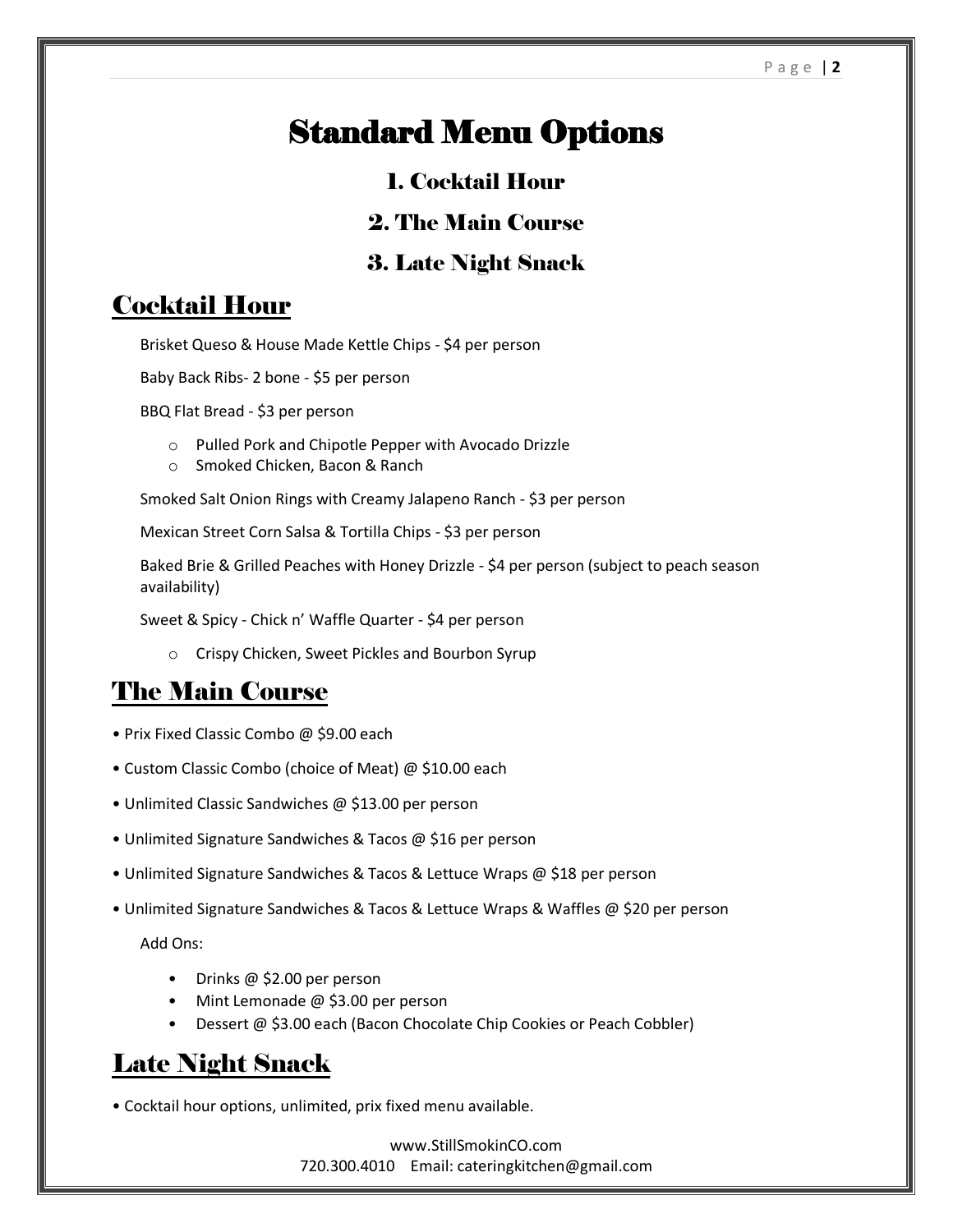# Standard Menu Options

### 1. Cocktail Hour

### 2. The Main Course

### 3. Late Night Snack

## Cocktail Hour

Brisket Queso & House Made Kettle Chips - $4 per person

Baby Back Ribs- 2 bone - $5 per person

BBQ Flat Bread - $3 per person

- Pulled Pork and Chipotle Pepper with Avocado Drizzle
- Smoked Chicken, Bacon & Ranch

Smoked Salt Onion Rings with Creamy Jalapeno Ranch - $3 per person

Mexican Street Corn Salsa & Tortilla Chips - $3 per person

Baked Brie & Grilled Peaches with Honey Drizzle - $4 per person (subject to peach season availability)

Sweet & Spicy - Chick n' Waffle Quarter - $4 per person

- Crispy Chicken, Sweet Pickles and Bourbon Syrup

## The Main Course

- Prix Fixed Classic Combo @ $9.00 each
- Custom Classic Combo (choice of Meat) @ $10.00 each
- Unlimited Classic Sandwiches @ $13.00 per person
- Unlimited Signature Sandwiches & Tacos @ $16 per person
- Unlimited Signature Sandwiches & Tacos & Lettuce Wraps @ $18 per person
- Unlimited Signature Sandwiches & Tacos & Lettuce Wraps & Waffles @ $20 per person

Add Ons:

- Drinks @ $2.00 per person
- Mint Lemonade @ $3.00 per person
- Dessert @ $3.00 each (Bacon Chocolate Chip Cookies or Peach Cobbler)

## Late Night Snack

- Cocktail hour options, unlimited, prix fixed menu available.

www.StillSmokinCO.com
720.300.4010 Email: cateringkitchen@gmail.com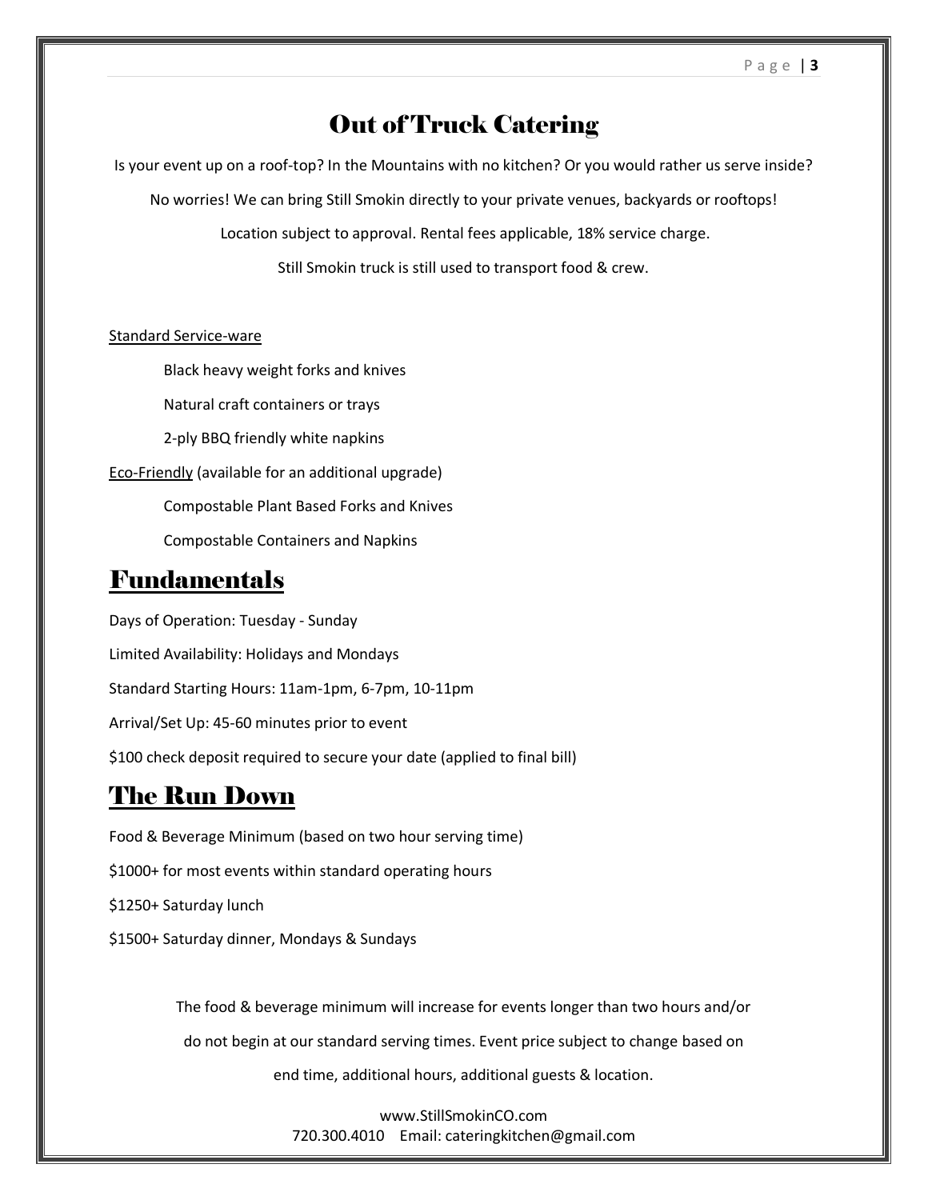# Out of Truck Catering

Is your event up on a roof-top? In the Mountains with no kitchen? Or you would rather us serve inside?

No worries! We can bring Still Smokin directly to your private venues, backyards or rooftops!

Location subject to approval. Rental fees applicable, 18% service charge.

Still Smokin truck is still used to transport food & crew.

Standard Service-ware

- Black heavy weight forks and knives
- Natural craft containers or trays
- 2-ply BBQ friendly white napkins

Eco-Friendly (available for an additional upgrade)

- Compostable Plant Based Forks and Knives
- Compostable Containers and Napkins

## Fundamentals

Days of Operation: Tuesday - Sunday

Limited Availability: Holidays and Mondays

Standard Starting Hours: 11am-1pm, 6-7pm, 10-11pm

Arrival/Set Up: 45-60 minutes prior to event

$100 check deposit required to secure your date (applied to final bill)

## The Run Down

Food & Beverage Minimum (based on two hour serving time)

$1000+ for most events within standard operating hours

$1250+ Saturday lunch

$1500+ Saturday dinner, Mondays & Sundays

The food & beverage minimum will increase for events longer than two hours and/or do not begin at our standard serving times. Event price subject to change based on end time, additional hours, additional guests & location.

www.StillSmokinCO.com
720.300.4010 Email: cateringkitchen@gmail.com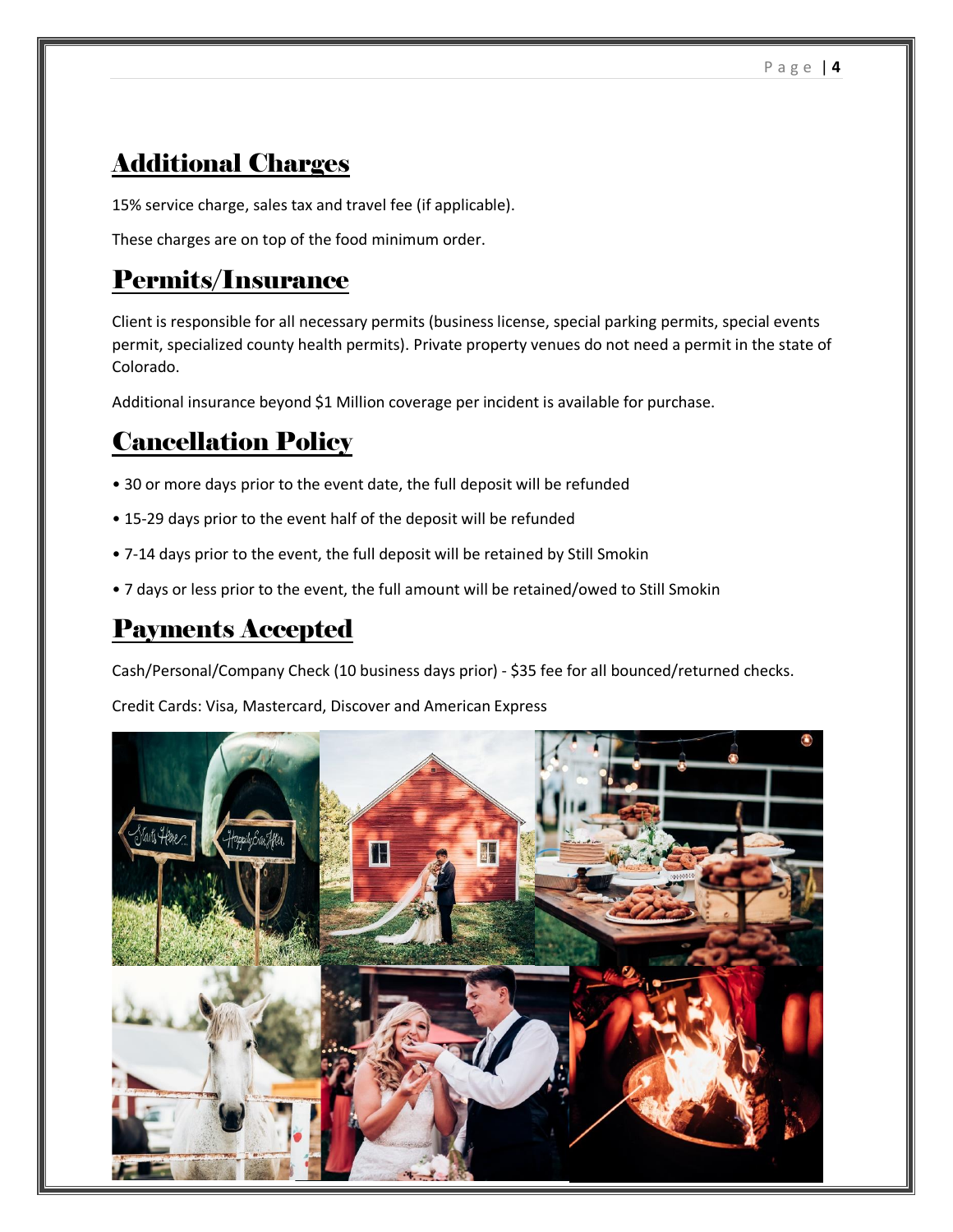## Additional Charges

15% service charge, sales tax and travel fee (if applicable).

These charges are on top of the food minimum order.

## Permits/Insurance

Client is responsible for all necessary permits (business license, special parking permits, special events permit, specialized county health permits). Private property venues do not need a permit in the state of Colorado.

Additional insurance beyond $1 Million coverage per incident is available for purchase.

## Cancellation Policy

- 30 or more days prior to the event date, the full deposit will be refunded
- 15-29 days prior to the event half of the deposit will be refunded
- 7-14 days prior to the event, the full deposit will be retained by Still Smokin
- 7 days or less prior to the event, the full amount will be retained/owed to Still Smokin

## Payments Accepted

Cash/Personal/Company Check (10 business days prior) - $35 fee for all bounced/returned checks.

Credit Cards: Visa, Mastercard, Discover and American Express